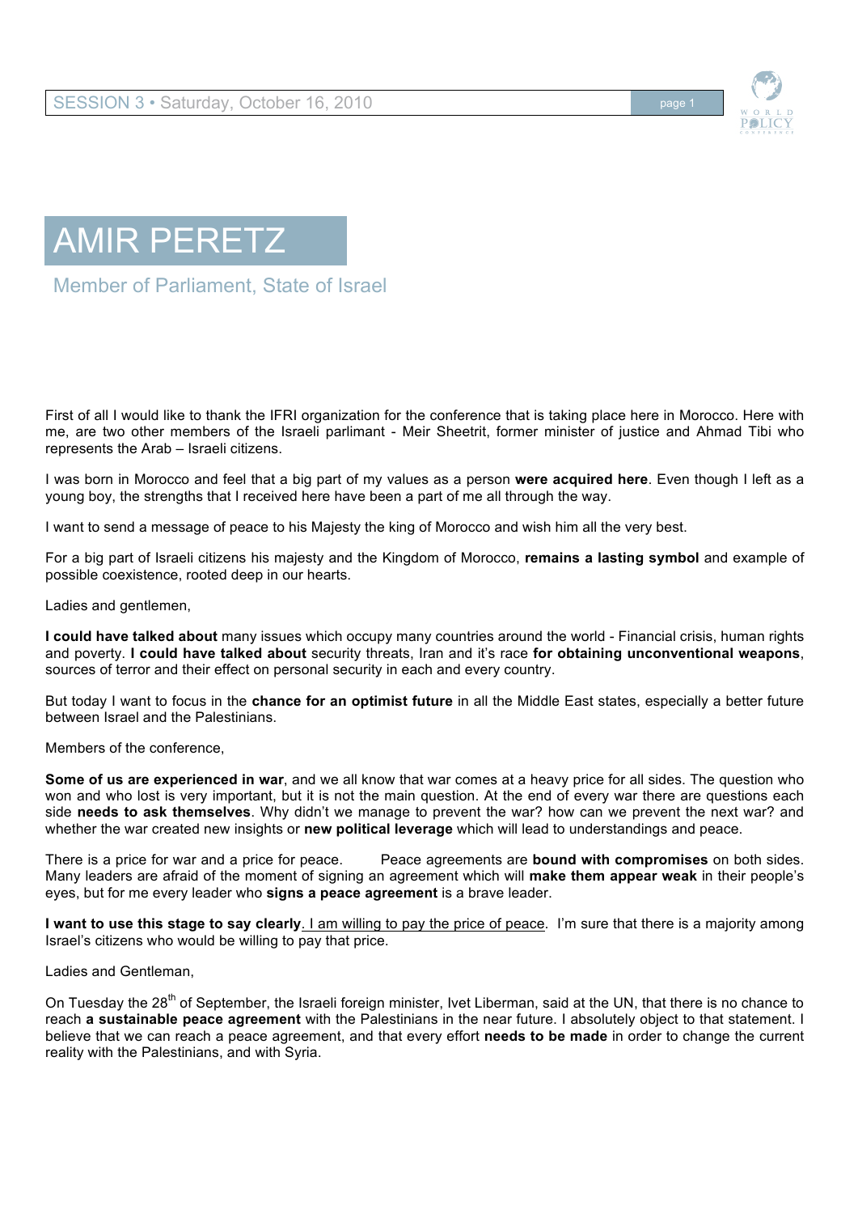# AMIR PERETZ

## Member of Parliament, State of Israel

First of all I would like to thank the IFRI organization for the conference that is taking place here in Morocco. Here with me, are two other members of the Israeli parlimant - Meir Sheetrit, former minister of justice and Ahmad Tibi who represents the Arab – Israeli citizens.

I was born in Morocco and feel that a big part of my values as a person **were acquired here**. Even though I left as a young boy, the strengths that I received here have been a part of me all through the way.

I want to send a message of peace to his Majesty the king of Morocco and wish him all the very best.

For a big part of Israeli citizens his majesty and the Kingdom of Morocco, **remains a lasting symbol** and example of possible coexistence, rooted deep in our hearts.

Ladies and gentlemen,

**I could have talked about** many issues which occupy many countries around the world - Financial crisis, human rights and poverty. **I could have talked about** security threats, Iran and it's race **for obtaining unconventional weapons**, sources of terror and their effect on personal security in each and every country.

But today I want to focus in the **chance for an optimist future** in all the Middle East states, especially a better future between Israel and the Palestinians.

Members of the conference,

**Some of us are experienced in war**, and we all know that war comes at a heavy price for all sides. The question who won and who lost is very important, but it is not the main question. At the end of every war there are questions each side **needs to ask themselves**. Why didn't we manage to prevent the war? how can we prevent the next war? and whether the war created new insights or **new political leverage** which will lead to understandings and peace.

There is a price for war and a price for peace. Peace agreements are **bound with compromises** on both sides. Many leaders are afraid of the moment of signing an agreement which will **make them appear weak** in their people's eyes, but for me every leader who **signs a peace agreement** is a brave leader.

**I want to use this stage to say clearly**. <u>I am willing to pay the price of peace</u>. I'm sure that there is a majority among Israel's citizens who would be willing to pay that price.

Ladies and Gentleman,

On Tuesday the 28th of September, the Israeli foreign minister, Ivet Liberman, said at the UN, that there is no chance to reach **a sustainable peace agreement** with the Palestinians in the near future. I absolutely object to that statement. I believe that we can reach a peace agreement, and that every effort **needs to be made** in order to change the current reality with the Palestinians, and with Syria.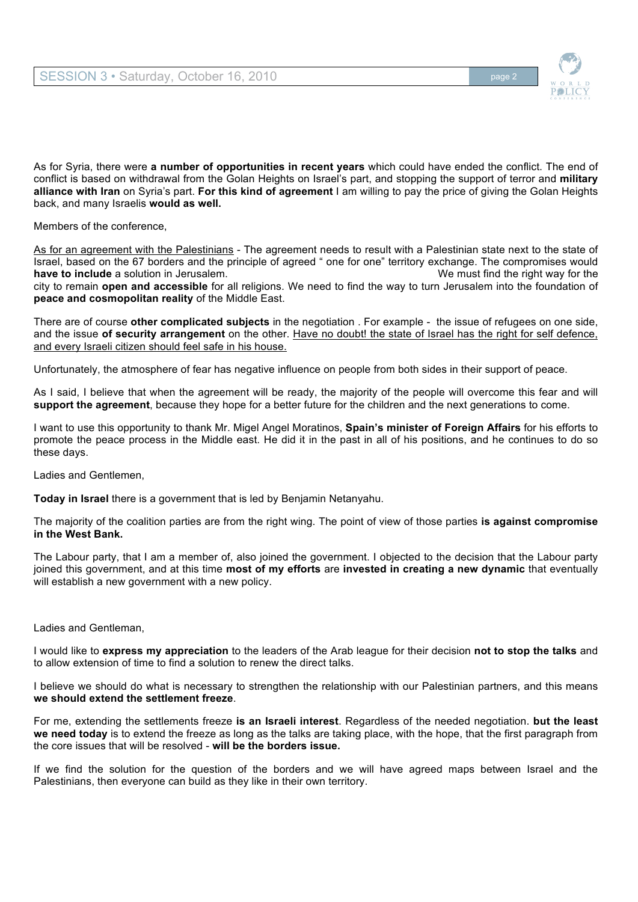As for Syria, there were **a number of opportunities in recent years** which could have ended the conflict. The end of conflict is based on withdrawal from the Golan Heights on Israel's part, and stopping the support of terror and **military alliance with Iran** on Syria's part. **For this kind of agreement** I am willing to pay the price of giving the Golan Heights back, and many Israelis **would as well.**

Members of the conference,

<u>As for an agreement with the Palestinians</u> - The agreement needs to result with a Palestinian state next to the state of Israel, based on the 67 borders and the principle of agreed " one for one" territory exchange. The compromises would **have to include** a solution in Jerusalem. We must find the right way for the city to remain **open and accessible** for all religions. We need to find the way to turn Jerusalem into the foundation of **peace and cosmopolitan reality** of the Middle East.

There are of course **other complicated subjects** in the negotiation . For example - the issue of refugees on one side, and the issue **of security arrangement** on the other. <u>Have no doubt! the state of Israel has the right for self defence, and every Israeli citizen should feel safe in his house.</u>

Unfortunately, the atmosphere of fear has negative influence on people from both sides in their support of peace.

As I said, I believe that when the agreement will be ready, the majority of the people will overcome this fear and will **support the agreement**, because they hope for a better future for the children and the next generations to come.

I want to use this opportunity to thank Mr. Migel Angel Moratinos, **Spain's minister of Foreign Affairs** for his efforts to promote the peace process in the Middle east. He did it in the past in all of his positions, and he continues to do so these days.

Ladies and Gentlemen,

**Today in Israel** there is a government that is led by Benjamin Netanyahu.

The majority of the coalition parties are from the right wing. The point of view of those parties **is against compromise in the West Bank.**

The Labour party, that I am a member of, also joined the government. I objected to the decision that the Labour party joined this government, and at this time **most of my efforts** are **invested in creating a new dynamic** that eventually will establish a new government with a new policy.

Ladies and Gentleman,

I would like to **express my appreciation** to the leaders of the Arab league for their decision **not to stop the talks** and to allow extension of time to find a solution to renew the direct talks.

I believe we should do what is necessary to strengthen the relationship with our Palestinian partners, and this means **we should extend the settlement freeze**.

For me, extending the settlements freeze **is an Israeli interest**. Regardless of the needed negotiation. **but the least we need today** is to extend the freeze as long as the talks are taking place, with the hope, that the first paragraph from the core issues that will be resolved - **will be the borders issue.**

If we find the solution for the question of the borders and we will have agreed maps between Israel and the Palestinians, then everyone can build as they like in their own territory.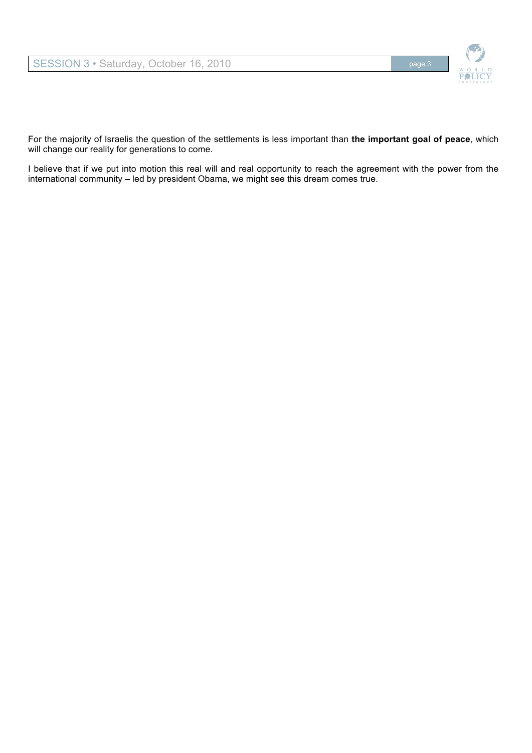For the majority of Israelis the question of the settlements is less important than **the important goal of peace**, which will change our reality for generations to come.

I believe that if we put into motion this real will and real opportunity to reach the agreement with the power from the international community – led by president Obama, we might see this dream comes true.